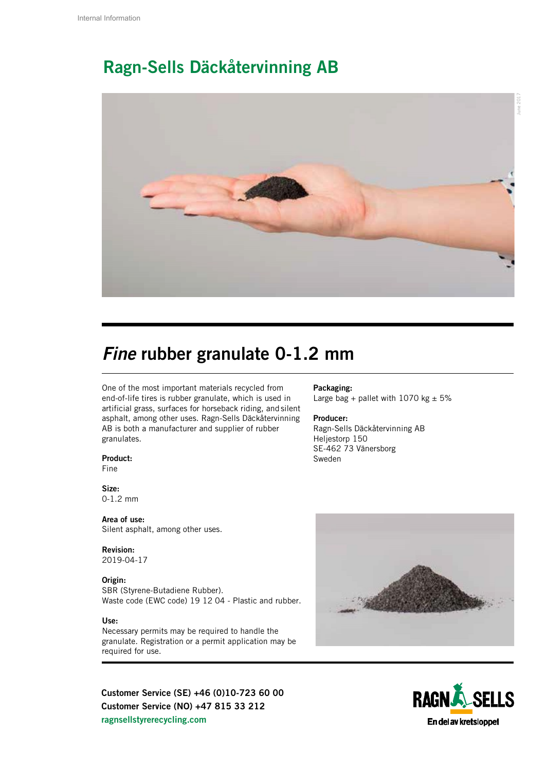Internal Information

# Ragn-Sells Däckåtervinning AB

## *Fine* rubber granulate 0-1.2 mm

One of the most important materials recycled from end-of-life tires is rubber granulate, which is used in artificial grass, surfaces for horseback riding, and silent asphalt, among other uses. Ragn-Sells Däckåtervinning AB is both a manufacturer and supplier of rubber granulates.

**Product:**
Fine

**Size:**
0-1.2 mm

**Area of use:**
Silent asphalt, among other uses.

**Revision:**
2019-04-17

**Origin:**
SBR (Styrene-Butadiene Rubber).
Waste code (EWC code) 19 12 04 - Plastic and rubber.

**Use:**
Necessary permits may be required to handle the granulate. Registration or a permit application may be required for use.

**Packaging:**
Large bag + pallet with 1070 kg ± 5%

**Producer:**
Ragn-Sells Däckåtervinning AB
Heljestorp 150
SE-462 73 Vänersborg
Sweden

**Customer Service (SE) +46 (0)10-723 60 00**
**Customer Service (NO) +47 815 33 212**
ragnsellstyrerecycling.com

RAGN-SELLS
En del av kretsloppet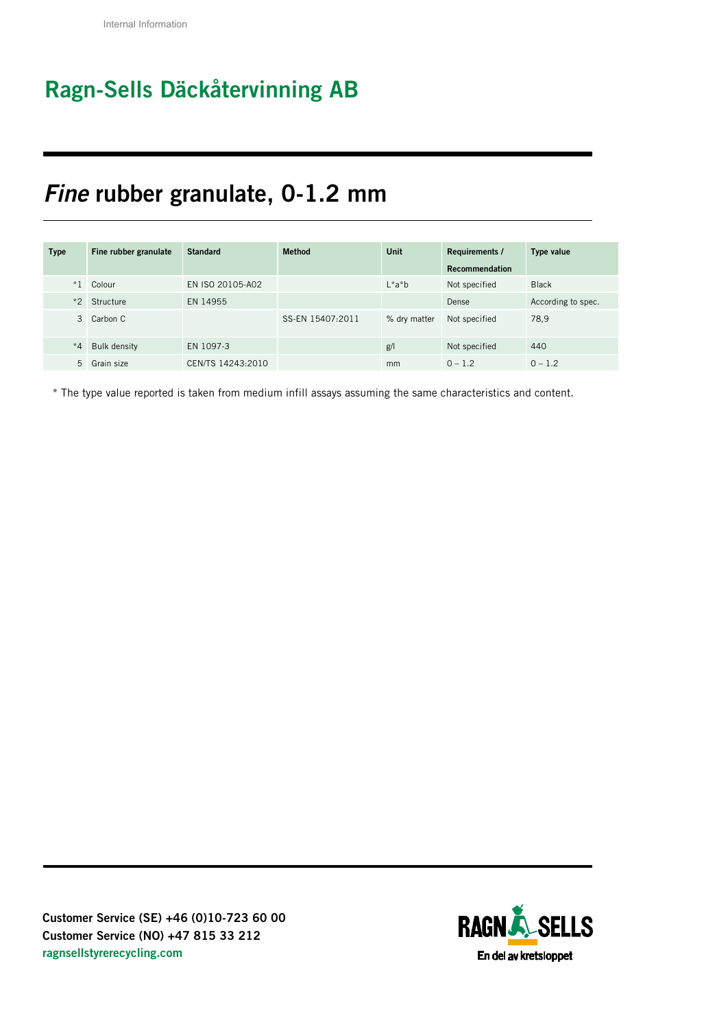# Ragn-Sells Däckåtervinning AB

## *Fine* rubber granulate, 0-1.2 mm

| Type | Fine rubber granulate | Standard | Method | Unit | Requirements / Recommendation | Type value |
|---|---|---|---|---|---|---|
| *1 | Colour | EN ISO 20105-A02 | | L*a*b | Not specified | Black |
| *2 | Structure | EN 14955 | | | Dense | According to spec. |
| 3 | Carbon C | | SS-EN 15407:2011 | % dry matter | Not specified | 78,9 |
| *4 | Bulk density | EN 1097-3 | | g/l | Not specified | 440 |
| 5 | Grain size | CEN/TS 14243:2010 | | mm | 0 – 1.2 | 0 – 1.2 |

* The type value reported is taken from medium infill assays assuming the same characteristics and content.

**Customer Service (SE) +46 (0)10-723 60 00**
**Customer Service (NO) +47 815 33 212**
ragnsellstyrerecycling.com

RAGN-SELLS
En del av kretsloppet